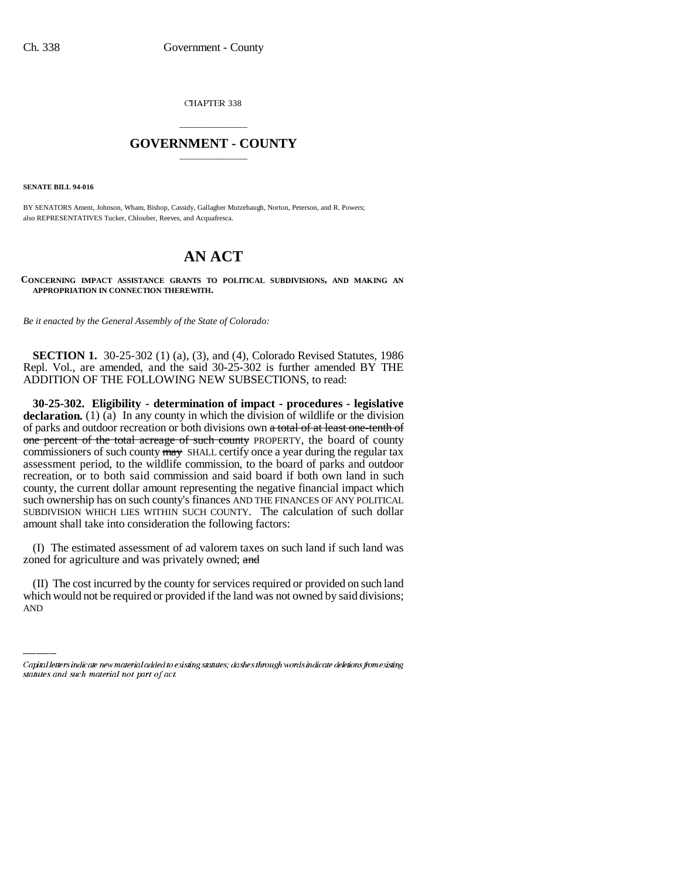CHAPTER 338

# GOVERNMENT - COUNTY

**SENATE BILL 94-016**

BY SENATORS Ament, Johnson, Wham, Bishop, Cassidy, Gallagher Mutzebaugh, Norton, Peterson, and R. Powers; also REPRESENTATIVES Tucker, Chlouber, Reeves, and Acquafresca.

# AN ACT

**CONCERNING IMPACT ASSISTANCE GRANTS TO POLITICAL SUBDIVISIONS, AND MAKING AN APPROPRIATION IN CONNECTION THEREWITH.**

*Be it enacted by the General Assembly of the State of Colorado:*

**SECTION 1.** 30-25-302 (1) (a), (3), and (4), Colorado Revised Statutes, 1986 Repl. Vol., are amended, and the said 30-25-302 is further amended BY THE ADDITION OF THE FOLLOWING NEW SUBSECTIONS, to read:

**30-25-302. Eligibility - determination of impact - procedures - legislative declaration.** (1) (a) In any county in which the division of wildlife or the division of parks and outdoor recreation or both divisions own ~~a total of at least one-tenth of one percent of the total acreage of such county~~ PROPERTY, the board of county commissioners of such county ~~may~~ SHALL certify once a year during the regular tax assessment period, to the wildlife commission, to the board of parks and outdoor recreation, or to both said commission and said board if both own land in such county, the current dollar amount representing the negative financial impact which such ownership has on such county's finances AND THE FINANCES OF ANY POLITICAL SUBDIVISION WHICH LIES WITHIN SUCH COUNTY. The calculation of such dollar amount shall take into consideration the following factors:

(I) The estimated assessment of ad valorem taxes on such land if such land was zoned for agriculture and was privately owned; ~~and~~

(II) The cost incurred by the county for services required or provided on such land which would not be required or provided if the land was not owned by said divisions; AND

Capital letters indicate new material added to existing statutes; dashes through words indicate deletions from existing statutes and such material not part of act.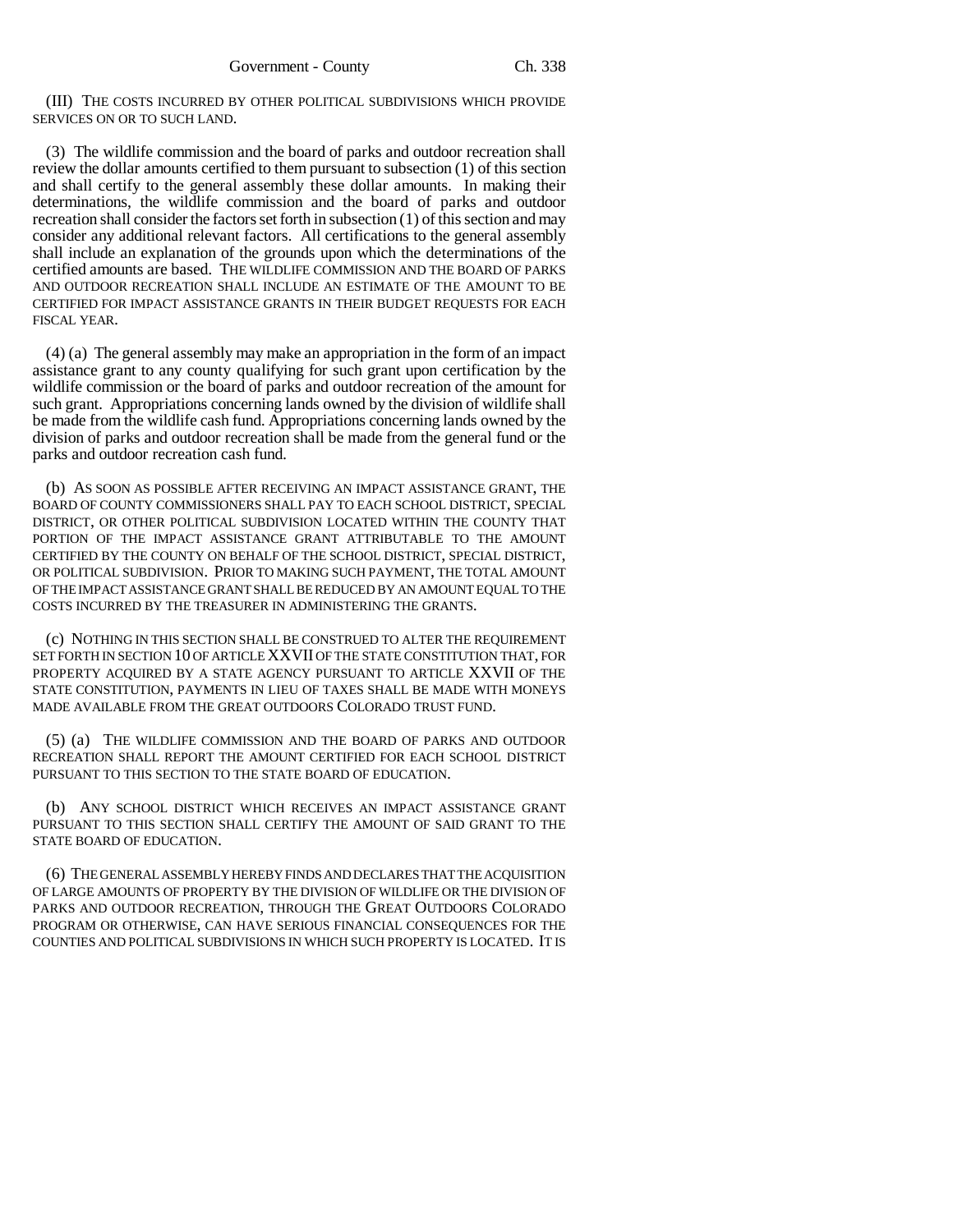(III) THE COSTS INCURRED BY OTHER POLITICAL SUBDIVISIONS WHICH PROVIDE SERVICES ON OR TO SUCH LAND.

(3) The wildlife commission and the board of parks and outdoor recreation shall review the dollar amounts certified to them pursuant to subsection (1) of this section and shall certify to the general assembly these dollar amounts. In making their determinations, the wildlife commission and the board of parks and outdoor recreation shall consider the factors set forth in subsection (1) of this section and may consider any additional relevant factors. All certifications to the general assembly shall include an explanation of the grounds upon which the determinations of the certified amounts are based. THE WILDLIFE COMMISSION AND THE BOARD OF PARKS AND OUTDOOR RECREATION SHALL INCLUDE AN ESTIMATE OF THE AMOUNT TO BE CERTIFIED FOR IMPACT ASSISTANCE GRANTS IN THEIR BUDGET REQUESTS FOR EACH FISCAL YEAR.

(4) (a) The general assembly may make an appropriation in the form of an impact assistance grant to any county qualifying for such grant upon certification by the wildlife commission or the board of parks and outdoor recreation of the amount for such grant. Appropriations concerning lands owned by the division of wildlife shall be made from the wildlife cash fund. Appropriations concerning lands owned by the division of parks and outdoor recreation shall be made from the general fund or the parks and outdoor recreation cash fund.

(b) AS SOON AS POSSIBLE AFTER RECEIVING AN IMPACT ASSISTANCE GRANT, THE BOARD OF COUNTY COMMISSIONERS SHALL PAY TO EACH SCHOOL DISTRICT, SPECIAL DISTRICT, OR OTHER POLITICAL SUBDIVISION LOCATED WITHIN THE COUNTY THAT PORTION OF THE IMPACT ASSISTANCE GRANT ATTRIBUTABLE TO THE AMOUNT CERTIFIED BY THE COUNTY ON BEHALF OF THE SCHOOL DISTRICT, SPECIAL DISTRICT, OR POLITICAL SUBDIVISION. PRIOR TO MAKING SUCH PAYMENT, THE TOTAL AMOUNT OF THE IMPACT ASSISTANCE GRANT SHALL BE REDUCED BY AN AMOUNT EQUAL TO THE COSTS INCURRED BY THE TREASURER IN ADMINISTERING THE GRANTS.

(c) NOTHING IN THIS SECTION SHALL BE CONSTRUED TO ALTER THE REQUIREMENT SET FORTH IN SECTION 10 OF ARTICLE XXVII OF THE STATE CONSTITUTION THAT, FOR PROPERTY ACQUIRED BY A STATE AGENCY PURSUANT TO ARTICLE XXVII OF THE STATE CONSTITUTION, PAYMENTS IN LIEU OF TAXES SHALL BE MADE WITH MONEYS MADE AVAILABLE FROM THE GREAT OUTDOORS COLORADO TRUST FUND.

(5) (a) THE WILDLIFE COMMISSION AND THE BOARD OF PARKS AND OUTDOOR RECREATION SHALL REPORT THE AMOUNT CERTIFIED FOR EACH SCHOOL DISTRICT PURSUANT TO THIS SECTION TO THE STATE BOARD OF EDUCATION.

(b) ANY SCHOOL DISTRICT WHICH RECEIVES AN IMPACT ASSISTANCE GRANT PURSUANT TO THIS SECTION SHALL CERTIFY THE AMOUNT OF SAID GRANT TO THE STATE BOARD OF EDUCATION.

(6) THE GENERAL ASSEMBLY HEREBY FINDS AND DECLARES THAT THE ACQUISITION OF LARGE AMOUNTS OF PROPERTY BY THE DIVISION OF WILDLIFE OR THE DIVISION OF PARKS AND OUTDOOR RECREATION, THROUGH THE GREAT OUTDOORS COLORADO PROGRAM OR OTHERWISE, CAN HAVE SERIOUS FINANCIAL CONSEQUENCES FOR THE COUNTIES AND POLITICAL SUBDIVISIONS IN WHICH SUCH PROPERTY IS LOCATED. IT IS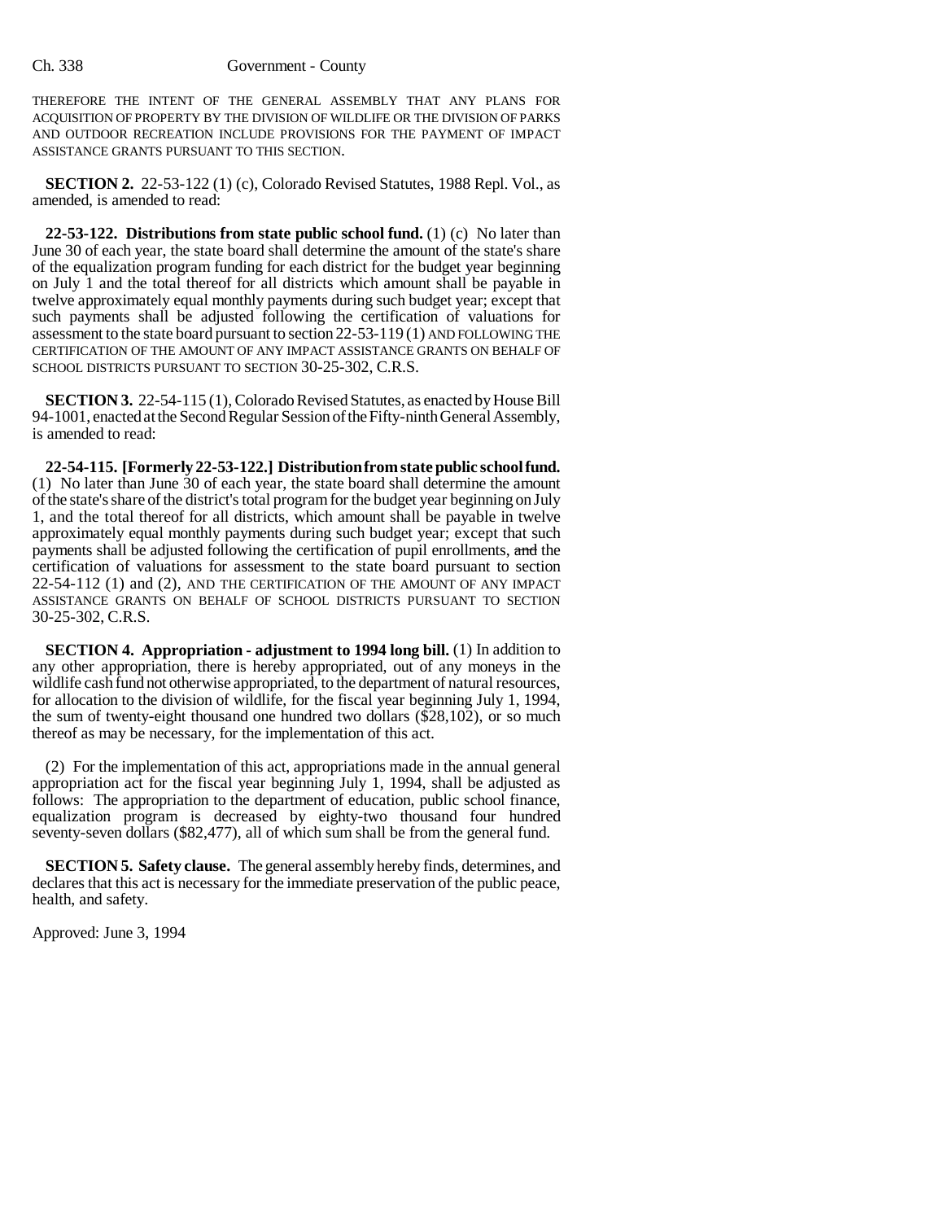THEREFORE THE INTENT OF THE GENERAL ASSEMBLY THAT ANY PLANS FOR ACQUISITION OF PROPERTY BY THE DIVISION OF WILDLIFE OR THE DIVISION OF PARKS AND OUTDOOR RECREATION INCLUDE PROVISIONS FOR THE PAYMENT OF IMPACT ASSISTANCE GRANTS PURSUANT TO THIS SECTION.

**SECTION 2.** 22-53-122 (1) (c), Colorado Revised Statutes, 1988 Repl. Vol., as amended, is amended to read:

**22-53-122. Distributions from state public school fund.** (1) (c) No later than June 30 of each year, the state board shall determine the amount of the state's share of the equalization program funding for each district for the budget year beginning on July 1 and the total thereof for all districts which amount shall be payable in twelve approximately equal monthly payments during such budget year; except that such payments shall be adjusted following the certification of valuations for assessment to the state board pursuant to section 22-53-119 (1) AND FOLLOWING THE CERTIFICATION OF THE AMOUNT OF ANY IMPACT ASSISTANCE GRANTS ON BEHALF OF SCHOOL DISTRICTS PURSUANT TO SECTION 30-25-302, C.R.S.

**SECTION 3.** 22-54-115 (1), Colorado Revised Statutes, as enacted by House Bill 94-1001, enacted at the Second Regular Session of the Fifty-ninth General Assembly, is amended to read:

**22-54-115. [Formerly 22-53-122.] Distribution from state public school fund.** (1) No later than June 30 of each year, the state board shall determine the amount of the state's share of the district's total program for the budget year beginning on July 1, and the total thereof for all districts, which amount shall be payable in twelve approximately equal monthly payments during such budget year; except that such payments shall be adjusted following the certification of pupil enrollments, ~~and~~ the certification of valuations for assessment to the state board pursuant to section 22-54-112 (1) and (2), AND THE CERTIFICATION OF THE AMOUNT OF ANY IMPACT ASSISTANCE GRANTS ON BEHALF OF SCHOOL DISTRICTS PURSUANT TO SECTION 30-25-302, C.R.S.

**SECTION 4. Appropriation - adjustment to 1994 long bill.** (1) In addition to any other appropriation, there is hereby appropriated, out of any moneys in the wildlife cash fund not otherwise appropriated, to the department of natural resources, for allocation to the division of wildlife, for the fiscal year beginning July 1, 1994, the sum of twenty-eight thousand one hundred two dollars ($28,102), or so much thereof as may be necessary, for the implementation of this act.

(2) For the implementation of this act, appropriations made in the annual general appropriation act for the fiscal year beginning July 1, 1994, shall be adjusted as follows: The appropriation to the department of education, public school finance, equalization program is decreased by eighty-two thousand four hundred seventy-seven dollars ($82,477), all of which sum shall be from the general fund.

**SECTION 5. Safety clause.** The general assembly hereby finds, determines, and declares that this act is necessary for the immediate preservation of the public peace, health, and safety.

Approved: June 3, 1994